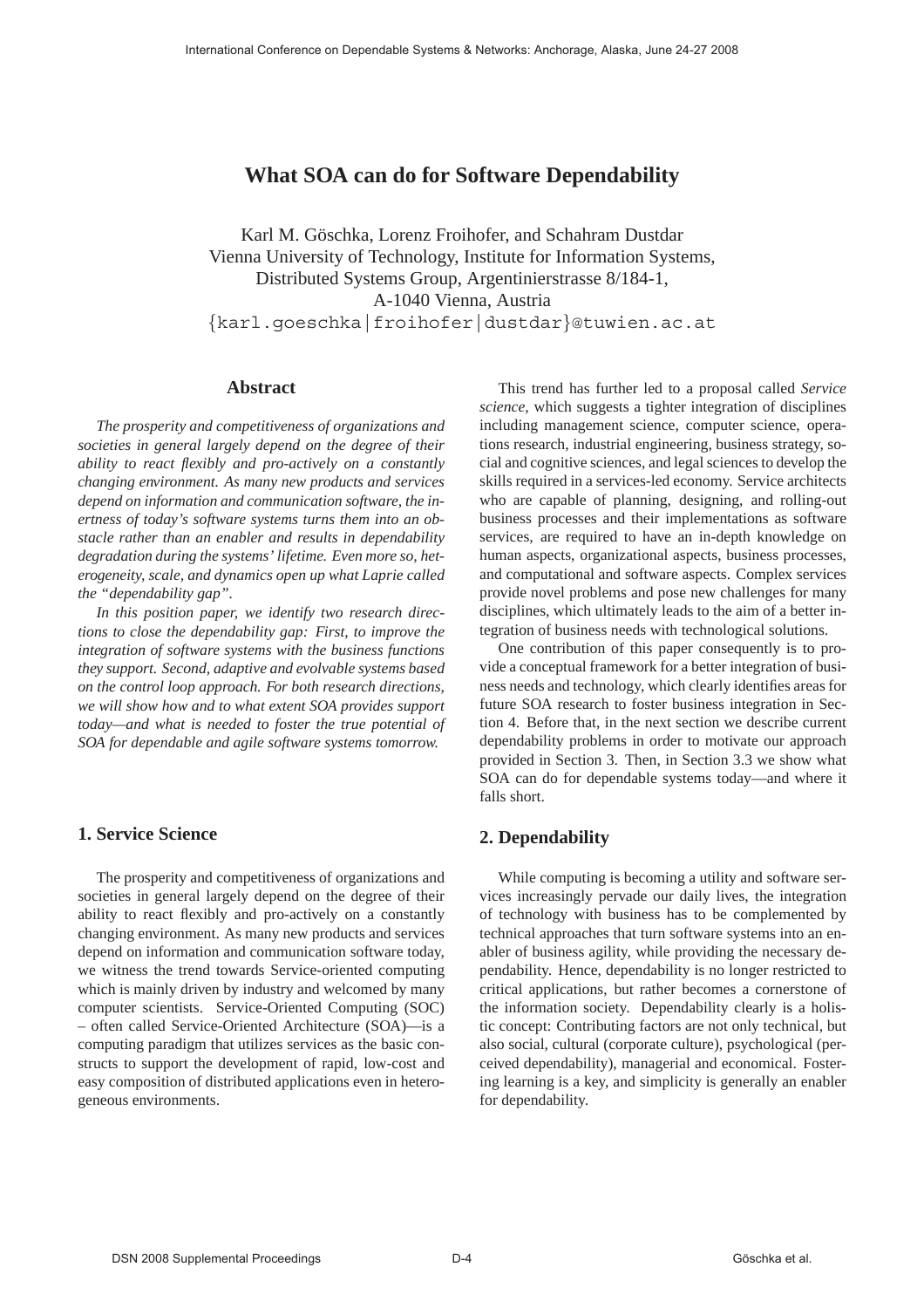# What SOA can do for Software Dependability

Karl M. Göschka, Lorenz Froihofer, and Schahram Dustdar
Vienna University of Technology, Institute for Information Systems,
Distributed Systems Group, Argentinierstrasse 8/184-1,
A-1040 Vienna, Austria
{karl.goeschka|froihofer|dustdar}@tuwien.ac.at

## Abstract

*The prosperity and competitiveness of organizations and societies in general largely depend on the degree of their ability to react flexibly and pro-actively on a constantly changing environment. As many new products and services depend on information and communication software, the inertness of today's software systems turns them into an obstacle rather than an enabler and results in dependability degradation during the systems' lifetime. Even more so, heterogeneity, scale, and dynamics open up what Laprie called the "dependability gap".*

*In this position paper, we identify two research directions to close the dependability gap: First, to improve the integration of software systems with the business functions they support. Second, adaptive and evolvable systems based on the control loop approach. For both research directions, we will show how and to what extent SOA provides support today—and what is needed to foster the true potential of SOA for dependable and agile software systems tomorrow.*

## 1. Service Science

The prosperity and competitiveness of organizations and societies in general largely depend on the degree of their ability to react flexibly and pro-actively on a constantly changing environment. As many new products and services depend on information and communication software today, we witness the trend towards Service-oriented computing which is mainly driven by industry and welcomed by many computer scientists. Service-Oriented Computing (SOC) – often called Service-Oriented Architecture (SOA)—is a computing paradigm that utilizes services as the basic constructs to support the development of rapid, low-cost and easy composition of distributed applications even in heterogeneous environments.

This trend has further led to a proposal called *Service science*, which suggests a tighter integration of disciplines including management science, computer science, operations research, industrial engineering, business strategy, social and cognitive sciences, and legal sciences to develop the skills required in a services-led economy. Service architects who are capable of planning, designing, and rolling-out business processes and their implementations as software services, are required to have an in-depth knowledge on human aspects, organizational aspects, business processes, and computational and software aspects. Complex services provide novel problems and pose new challenges for many disciplines, which ultimately leads to the aim of a better integration of business needs with technological solutions.

One contribution of this paper consequently is to provide a conceptual framework for a better integration of business needs and technology, which clearly identifies areas for future SOA research to foster business integration in Section 4. Before that, in the next section we describe current dependability problems in order to motivate our approach provided in Section 3. Then, in Section 3.3 we show what SOA can do for dependable systems today—and where it falls short.

## 2. Dependability

While computing is becoming a utility and software services increasingly pervade our daily lives, the integration of technology with business has to be complemented by technical approaches that turn software systems into an enabler of business agility, while providing the necessary dependability. Hence, dependability is no longer restricted to critical applications, but rather becomes a cornerstone of the information society. Dependability clearly is a holistic concept: Contributing factors are not only technical, but also social, cultural (corporate culture), psychological (perceived dependability), managerial and economical. Fostering learning is a key, and simplicity is generally an enabler for dependability.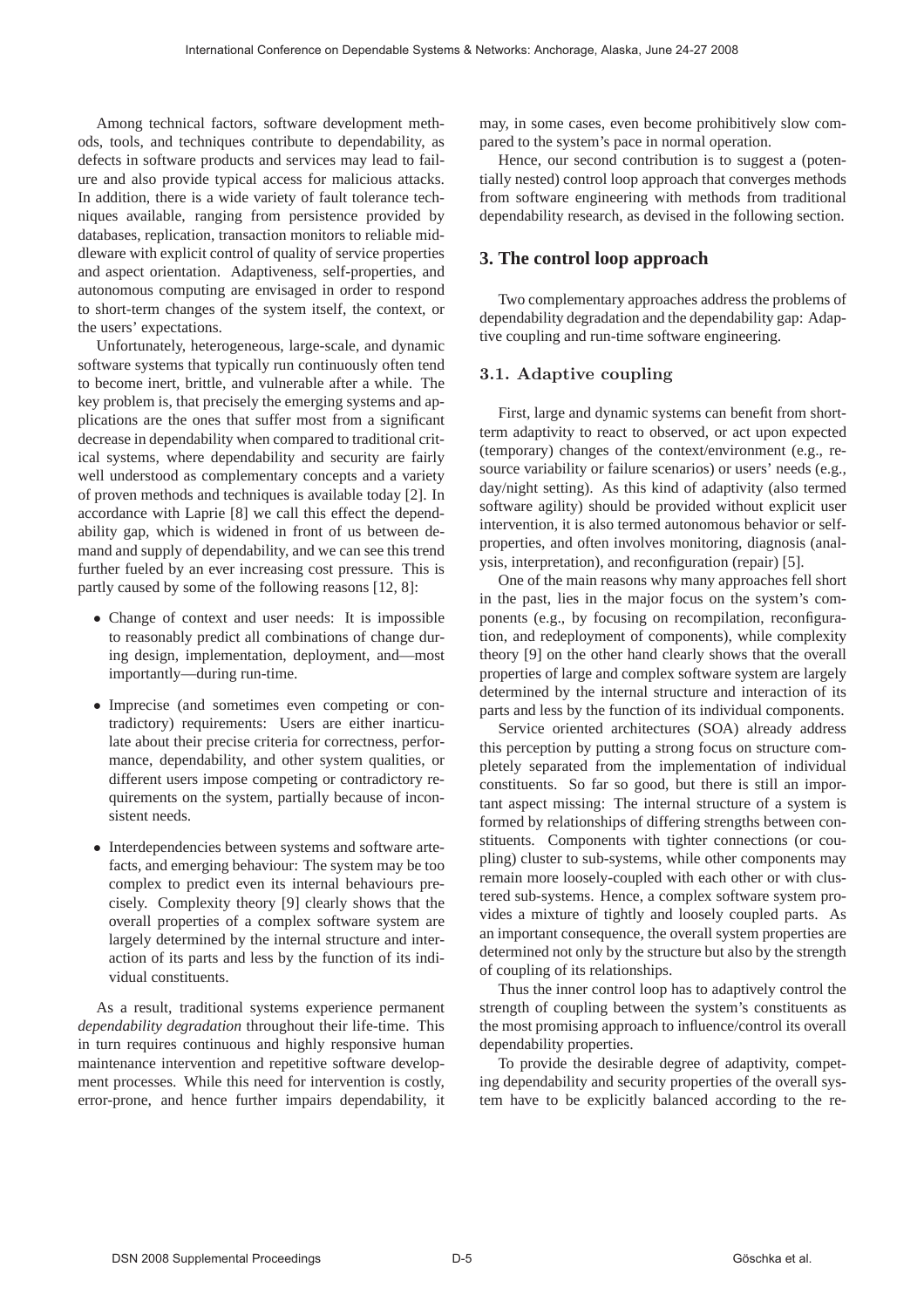Among technical factors, software development methods, tools, and techniques contribute to dependability, as defects in software products and services may lead to failure and also provide typical access for malicious attacks. In addition, there is a wide variety of fault tolerance techniques available, ranging from persistence provided by databases, replication, transaction monitors to reliable middleware with explicit control of quality of service properties and aspect orientation. Adaptiveness, self-properties, and autonomous computing are envisaged in order to respond to short-term changes of the system itself, the context, or the users' expectations.

Unfortunately, heterogeneous, large-scale, and dynamic software systems that typically run continuously often tend to become inert, brittle, and vulnerable after a while. The key problem is, that precisely the emerging systems and applications are the ones that suffer most from a significant decrease in dependability when compared to traditional critical systems, where dependability and security are fairly well understood as complementary concepts and a variety of proven methods and techniques is available today [2]. In accordance with Laprie [8] we call this effect the dependability gap, which is widened in front of us between demand and supply of dependability, and we can see this trend further fueled by an ever increasing cost pressure. This is partly caused by some of the following reasons [12, 8]:

- Change of context and user needs: It is impossible to reasonably predict all combinations of change during design, implementation, deployment, and—most importantly—during run-time.
- Imprecise (and sometimes even competing or contradictory) requirements: Users are either inarticulate about their precise criteria for correctness, performance, dependability, and other system qualities, or different users impose competing or contradictory requirements on the system, partially because of inconsistent needs.
- Interdependencies between systems and software artefacts, and emerging behaviour: The system may be too complex to predict even its internal behaviours precisely. Complexity theory [9] clearly shows that the overall properties of a complex software system are largely determined by the internal structure and interaction of its parts and less by the function of its individual constituents.

As a result, traditional systems experience permanent *dependability degradation* throughout their life-time. This in turn requires continuous and highly responsive human maintenance intervention and repetitive software development processes. While this need for intervention is costly, error-prone, and hence further impairs dependability, it may, in some cases, even become prohibitively slow compared to the system's pace in normal operation.

Hence, our second contribution is to suggest a (potentially nested) control loop approach that converges methods from software engineering with methods from traditional dependability research, as devised in the following section.

## 3. The control loop approach

Two complementary approaches address the problems of dependability degradation and the dependability gap: Adaptive coupling and run-time software engineering.

### 3.1. Adaptive coupling

First, large and dynamic systems can benefit from short-term adaptivity to react to observed, or act upon expected (temporary) changes of the context/environment (e.g., resource variability or failure scenarios) or users' needs (e.g., day/night setting). As this kind of adaptivity (also termed software agility) should be provided without explicit user intervention, it is also termed autonomous behavior or self-properties, and often involves monitoring, diagnosis (analysis, interpretation), and reconfiguration (repair) [5].

One of the main reasons why many approaches fell short in the past, lies in the major focus on the system's components (e.g., by focusing on recompilation, reconfiguration, and redeployment of components), while complexity theory [9] on the other hand clearly shows that the overall properties of large and complex software system are largely determined by the internal structure and interaction of its parts and less by the function of its individual components.

Service oriented architectures (SOA) already address this perception by putting a strong focus on structure completely separated from the implementation of individual constituents. So far so good, but there is still an important aspect missing: The internal structure of a system is formed by relationships of differing strengths between constituents. Components with tighter connections (or coupling) cluster to sub-systems, while other components may remain more loosely-coupled with each other or with clustered sub-systems. Hence, a complex software system provides a mixture of tightly and loosely coupled parts. As an important consequence, the overall system properties are determined not only by the structure but also by the strength of coupling of its relationships.

Thus the inner control loop has to adaptively control the strength of coupling between the system's constituents as the most promising approach to influence/control its overall dependability properties.

To provide the desirable degree of adaptivity, competing dependability and security properties of the overall system have to be explicitly balanced according to the re-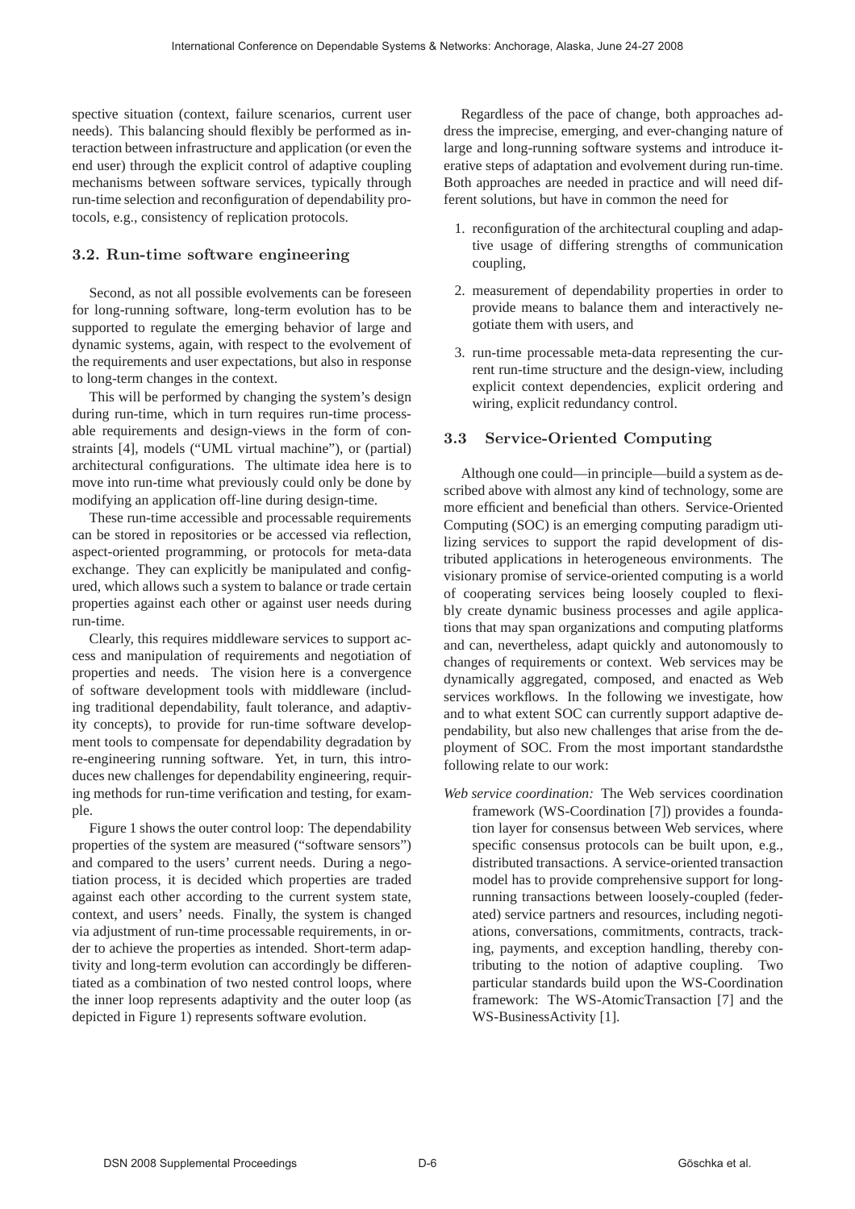spective situation (context, failure scenarios, current user needs). This balancing should flexibly be performed as interaction between infrastructure and application (or even the end user) through the explicit control of adaptive coupling mechanisms between software services, typically through run-time selection and reconfiguration of dependability protocols, e.g., consistency of replication protocols.

### 3.2. Run-time software engineering

Second, as not all possible evolvements can be foreseen for long-running software, long-term evolution has to be supported to regulate the emerging behavior of large and dynamic systems, again, with respect to the evolvement of the requirements and user expectations, but also in response to long-term changes in the context.

This will be performed by changing the system's design during run-time, which in turn requires run-time processable requirements and design-views in the form of constraints [4], models ("UML virtual machine"), or (partial) architectural configurations. The ultimate idea here is to move into run-time what previously could only be done by modifying an application off-line during design-time.

These run-time accessible and processable requirements can be stored in repositories or be accessed via reflection, aspect-oriented programming, or protocols for meta-data exchange. They can explicitly be manipulated and configured, which allows such a system to balance or trade certain properties against each other or against user needs during run-time.

Clearly, this requires middleware services to support access and manipulation of requirements and negotiation of properties and needs. The vision here is a convergence of software development tools with middleware (including traditional dependability, fault tolerance, and adaptivity concepts), to provide for run-time software development tools to compensate for dependability degradation by re-engineering running software. Yet, in turn, this introduces new challenges for dependability engineering, requiring methods for run-time verification and testing, for example.

Figure 1 shows the outer control loop: The dependability properties of the system are measured ("software sensors") and compared to the users' current needs. During a negotiation process, it is decided which properties are traded against each other according to the current system state, context, and users' needs. Finally, the system is changed via adjustment of run-time processable requirements, in order to achieve the properties as intended. Short-term adaptivity and long-term evolution can accordingly be differentiated as a combination of two nested control loops, where the inner loop represents adaptivity and the outer loop (as depicted in Figure 1) represents software evolution.

Regardless of the pace of change, both approaches address the imprecise, emerging, and ever-changing nature of large and long-running software systems and introduce iterative steps of adaptation and evolvement during run-time. Both approaches are needed in practice and will need different solutions, but have in common the need for

1. reconfiguration of the architectural coupling and adaptive usage of differing strengths of communication coupling,
2. measurement of dependability properties in order to provide means to balance them and interactively negotiate them with users, and
3. run-time processable meta-data representing the current run-time structure and the design-view, including explicit context dependencies, explicit ordering and wiring, explicit redundancy control.

### 3.3 Service-Oriented Computing

Although one could—in principle—build a system as described above with almost any kind of technology, some are more efficient and beneficial than others. Service-Oriented Computing (SOC) is an emerging computing paradigm utilizing services to support the rapid development of distributed applications in heterogeneous environments. The visionary promise of service-oriented computing is a world of cooperating services being loosely coupled to flexibly create dynamic business processes and agile applications that may span organizations and computing platforms and can, nevertheless, adapt quickly and autonomously to changes of requirements or context. Web services may be dynamically aggregated, composed, and enacted as Web services workflows. In the following we investigate, how and to what extent SOC can currently support adaptive dependability, but also new challenges that arise from the deployment of SOC. From the most important standardsthe following relate to our work:

*Web service coordination:* The Web services coordination framework (WS-Coordination [7]) provides a foundation layer for consensus between Web services, where specific consensus protocols can be built upon, e.g., distributed transactions. A service-oriented transaction model has to provide comprehensive support for long-running transactions between loosely-coupled (federated) service partners and resources, including negotiations, conversations, commitments, contracts, tracking, payments, and exception handling, thereby contributing to the notion of adaptive coupling. Two particular standards build upon the WS-Coordination framework: The WS-AtomicTransaction [7] and the WS-BusinessActivity [1].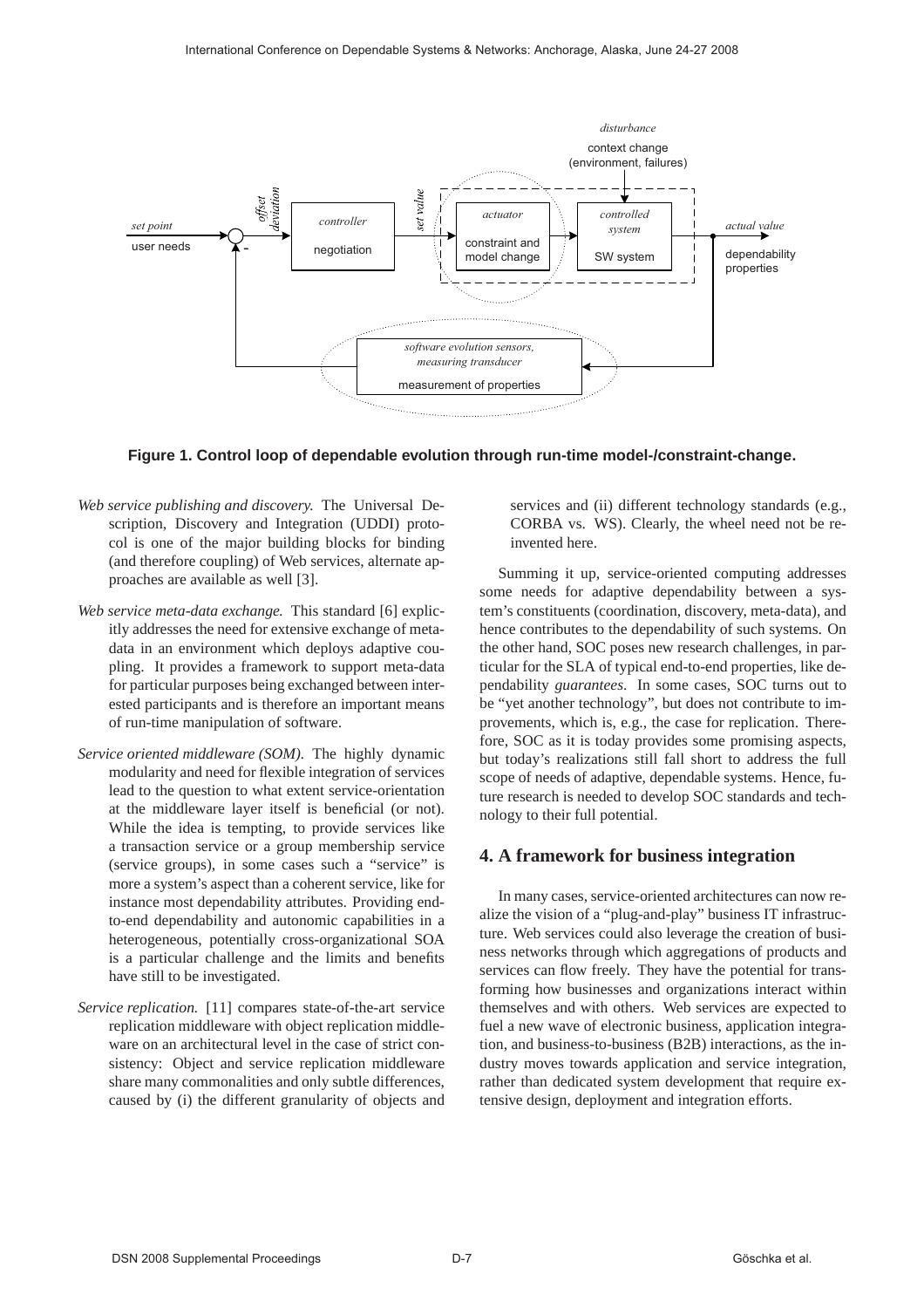**Figure 1. Control loop of dependable evolution through run-time model-/constraint-change.**

*Web service publishing and discovery.* The Universal Description, Discovery and Integration (UDDI) protocol is one of the major building blocks for binding (and therefore coupling) of Web services, alternate approaches are available as well [3].

*Web service meta-data exchange.* This standard [6] explicitly addresses the need for extensive exchange of meta-data in an environment which deploys adaptive coupling. It provides a framework to support meta-data for particular purposes being exchanged between interested participants and is therefore an important means of run-time manipulation of software.

*Service oriented middleware (SOM).* The highly dynamic modularity and need for flexible integration of services lead to the question to what extent service-orientation at the middleware layer itself is beneficial (or not). While the idea is tempting, to provide services like a transaction service or a group membership service (service groups), in some cases such a "service" is more a system's aspect than a coherent service, like for instance most dependability attributes. Providing end-to-end dependability and autonomic capabilities in a heterogeneous, potentially cross-organizational SOA is a particular challenge and the limits and benefits have still to be investigated.

*Service replication.* [11] compares state-of-the-art service replication middleware with object replication middleware on an architectural level in the case of strict consistency: Object and service replication middleware share many commonalities and only subtle differences, caused by (i) the different granularity of objects and services and (ii) different technology standards (e.g., CORBA vs. WS). Clearly, the wheel need not be reinvented here.

Summing it up, service-oriented computing addresses some needs for adaptive dependability between a system's constituents (coordination, discovery, meta-data), and hence contributes to the dependability of such systems. On the other hand, SOC poses new research challenges, in particular for the SLA of typical end-to-end properties, like dependability *guarantees*. In some cases, SOC turns out to be "yet another technology", but does not contribute to improvements, which is, e.g., the case for replication. Therefore, SOC as it is today provides some promising aspects, but today's realizations still fall short to address the full scope of needs of adaptive, dependable systems. Hence, future research is needed to develop SOC standards and technology to their full potential.

## 4. A framework for business integration

In many cases, service-oriented architectures can now realize the vision of a "plug-and-play" business IT infrastructure. Web services could also leverage the creation of business networks through which aggregations of products and services can flow freely. They have the potential for transforming how businesses and organizations interact within themselves and with others. Web services are expected to fuel a new wave of electronic business, application integration, and business-to-business (B2B) interactions, as the industry moves towards application and service integration, rather than dedicated system development that require extensive design, deployment and integration efforts.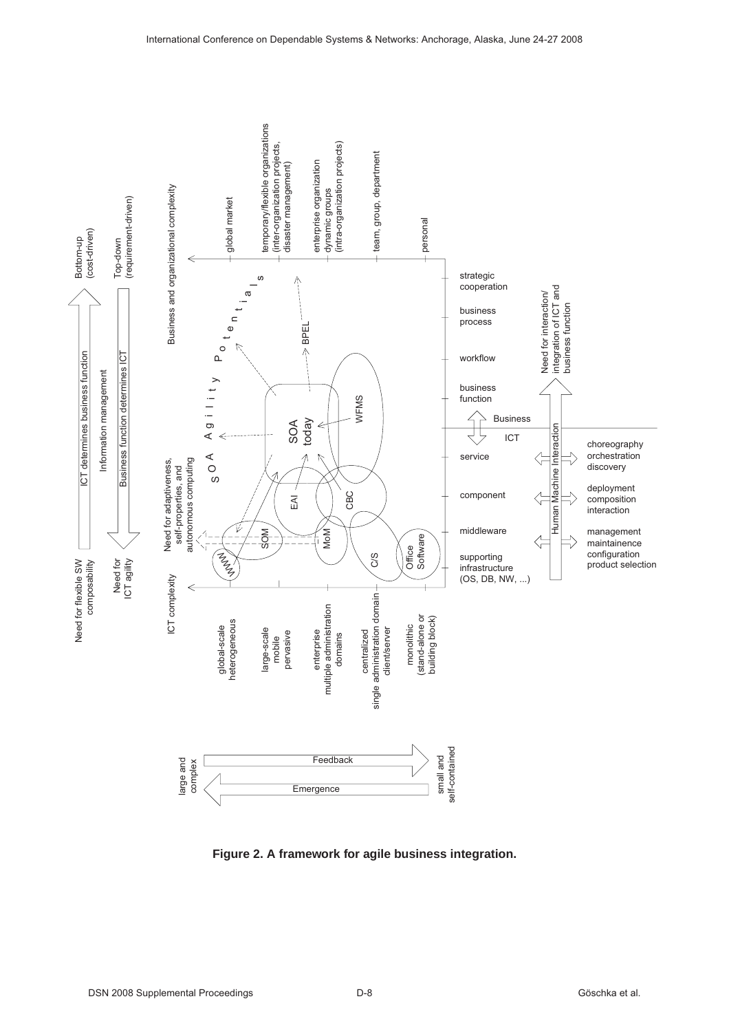**Figure 2. A framework for agile business integration.**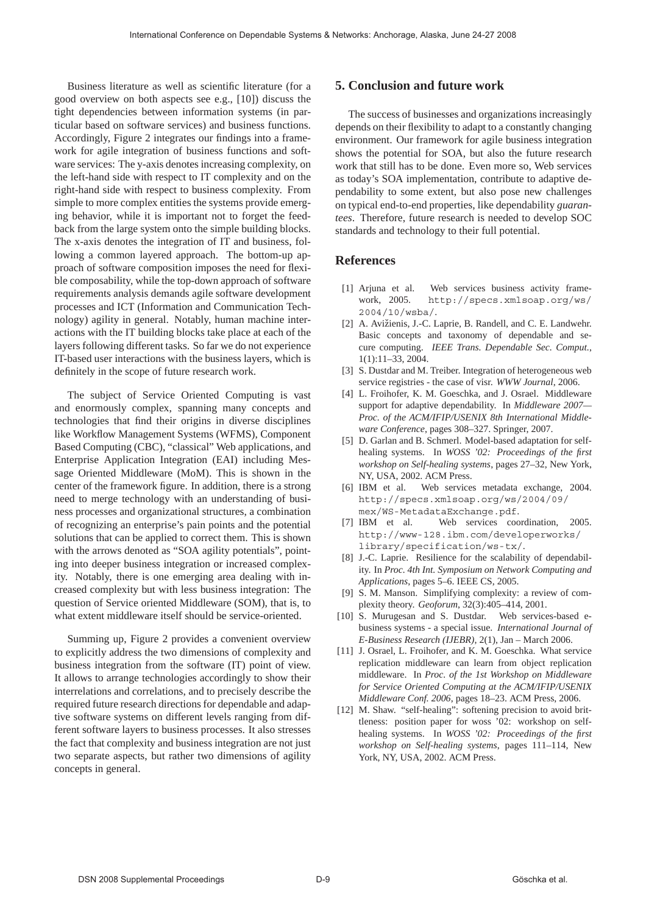Business literature as well as scientific literature (for a good overview on both aspects see e.g., [10]) discuss the tight dependencies between information systems (in particular based on software services) and business functions. Accordingly, Figure 2 integrates our findings into a framework for agile integration of business functions and software services: The y-axis denotes increasing complexity, on the left-hand side with respect to IT complexity and on the right-hand side with respect to business complexity. From simple to more complex entities the systems provide emerging behavior, while it is important not to forget the feedback from the large system onto the simple building blocks. The x-axis denotes the integration of IT and business, following a common layered approach. The bottom-up approach of software composition imposes the need for flexible composability, while the top-down approach of software requirements analysis demands agile software development processes and ICT (Information and Communication Technology) agility in general. Notably, human machine interactions with the IT building blocks take place at each of the layers following different tasks. So far we do not experience IT-based user interactions with the business layers, which is definitely in the scope of future research work.

The subject of Service Oriented Computing is vast and enormously complex, spanning many concepts and technologies that find their origins in diverse disciplines like Workflow Management Systems (WFMS), Component Based Computing (CBC), "classical" Web applications, and Enterprise Application Integration (EAI) including Message Oriented Middleware (MoM). This is shown in the center of the framework figure. In addition, there is a strong need to merge technology with an understanding of business processes and organizational structures, a combination of recognizing an enterprise's pain points and the potential solutions that can be applied to correct them. This is shown with the arrows denoted as "SOA agility potentials", pointing into deeper business integration or increased complexity. Notably, there is one emerging area dealing with increased complexity but with less business integration: The question of Service oriented Middleware (SOM), that is, to what extent middleware itself should be service-oriented.

Summing up, Figure 2 provides a convenient overview to explicitly address the two dimensions of complexity and business integration from the software (IT) point of view. It allows to arrange technologies accordingly to show their interrelations and correlations, and to precisely describe the required future research directions for dependable and adaptive software systems on different levels ranging from different software layers to business processes. It also stresses the fact that complexity and business integration are not just two separate aspects, but rather two dimensions of agility concepts in general.

## 5. Conclusion and future work

The success of businesses and organizations increasingly depends on their flexibility to adapt to a constantly changing environment. Our framework for agile business integration shows the potential for SOA, but also the future research work that still has to be done. Even more so, Web services as today's SOA implementation, contribute to adaptive dependability to some extent, but also pose new challenges on typical end-to-end properties, like dependability *guarantees*. Therefore, future research is needed to develop SOC standards and technology to their full potential.

## References

[1] Arjuna et al. Web services business activity framework, 2005. http://specs.xmlsoap.org/ws/2004/10/wsba/.

[2] A. Avižienis, J.-C. Laprie, B. Randell, and C. E. Landwehr. Basic concepts and taxonomy of dependable and secure computing. *IEEE Trans. Dependable Sec. Comput.*, 1(1):11–33, 2004.

[3] S. Dustdar and M. Treiber. Integration of heterogeneous web service registries - the case of visr. *WWW Journal*, 2006.

[4] L. Froihofer, K. M. Goeschka, and J. Osrael. Middleware support for adaptive dependability. In *Middleware 2007—Proc. of the ACM/IFIP/USENIX 8th International Middleware Conference*, pages 308–327. Springer, 2007.

[5] D. Garlan and B. Schmerl. Model-based adaptation for self-healing systems. In *WOSS '02: Proceedings of the first workshop on Self-healing systems*, pages 27–32, New York, NY, USA, 2002. ACM Press.

[6] IBM et al. Web services metadata exchange, 2004. http://specs.xmlsoap.org/ws/2004/09/mex/WS-MetadataExchange.pdf.

[7] IBM et al. Web services coordination, 2005. http://www-128.ibm.com/developerworks/library/specification/ws-tx/.

[8] J.-C. Laprie. Resilience for the scalability of dependability. In *Proc. 4th Int. Symposium on Network Computing and Applications*, pages 5–6. IEEE CS, 2005.

[9] S. M. Manson. Simplifying complexity: a review of complexity theory. *Geoforum*, 32(3):405–414, 2001.

[10] S. Murugesan and S. Dustdar. Web services-based e-business systems - a special issue. *International Journal of E-Business Research (IJEBR)*, 2(1), Jan – March 2006.

[11] J. Osrael, L. Froihofer, and K. M. Goeschka. What service replication middleware can learn from object replication middleware. In *Proc. of the 1st Workshop on Middleware for Service Oriented Computing at the ACM/IFIP/USENIX Middleware Conf. 2006*, pages 18–23. ACM Press, 2006.

[12] M. Shaw. "self-healing": softening precision to avoid brittleness: position paper for woss '02: workshop on self-healing systems. In *WOSS '02: Proceedings of the first workshop on Self-healing systems*, pages 111–114, New York, NY, USA, 2002. ACM Press.